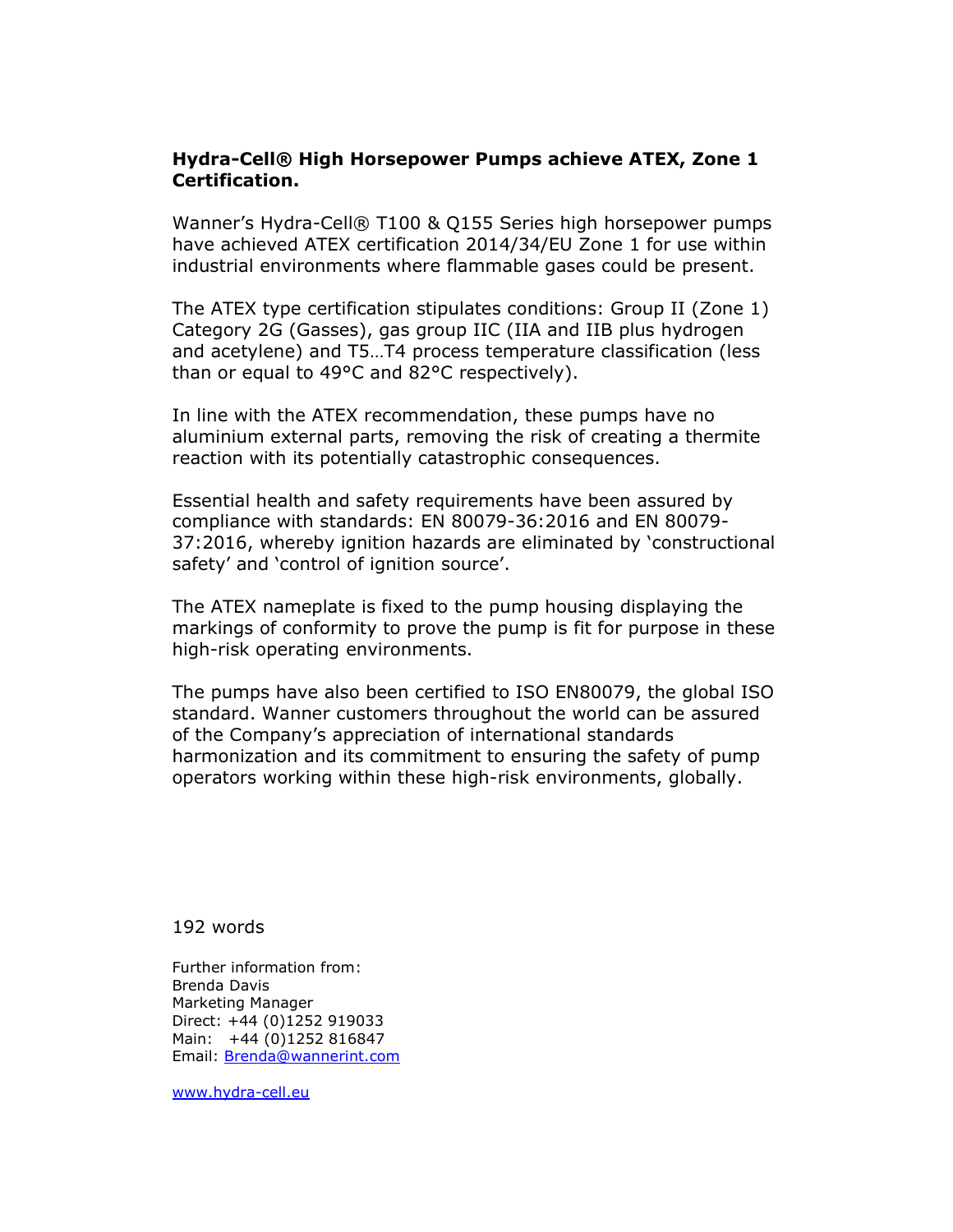**Hydra-Cell® High Horsepower Pumps achieve ATEX, Zone 1 Certification.**

Wanner's Hydra-Cell® T100 & Q155 Series high horsepower pumps have achieved ATEX certification 2014/34/EU Zone 1 for use within industrial environments where flammable gases could be present.

The ATEX type certification stipulates conditions: Group II (Zone 1) Category 2G (Gasses), gas group IIC (IIA and IIB plus hydrogen and acetylene) and T5…T4 process temperature classification (less than or equal to 49°C and 82°C respectively).

In line with the ATEX recommendation, these pumps have no aluminium external parts, removing the risk of creating a thermite reaction with its potentially catastrophic consequences.

Essential health and safety requirements have been assured by compliance with standards: EN 80079-36:2016 and EN 80079-37:2016, whereby ignition hazards are eliminated by 'constructional safety' and 'control of ignition source'.

The ATEX nameplate is fixed to the pump housing displaying the markings of conformity to prove the pump is fit for purpose in these high-risk operating environments.

The pumps have also been certified to ISO EN80079, the global ISO standard. Wanner customers throughout the world can be assured of the Company's appreciation of international standards harmonization and its commitment to ensuring the safety of pump operators working within these high-risk environments, globally.

192 words

Further information from:
Brenda Davis
Marketing Manager
Direct: +44 (0)1252 919033
Main: +44 (0)1252 816847
Email: Brenda@wannerint.com

www.hydra-cell.eu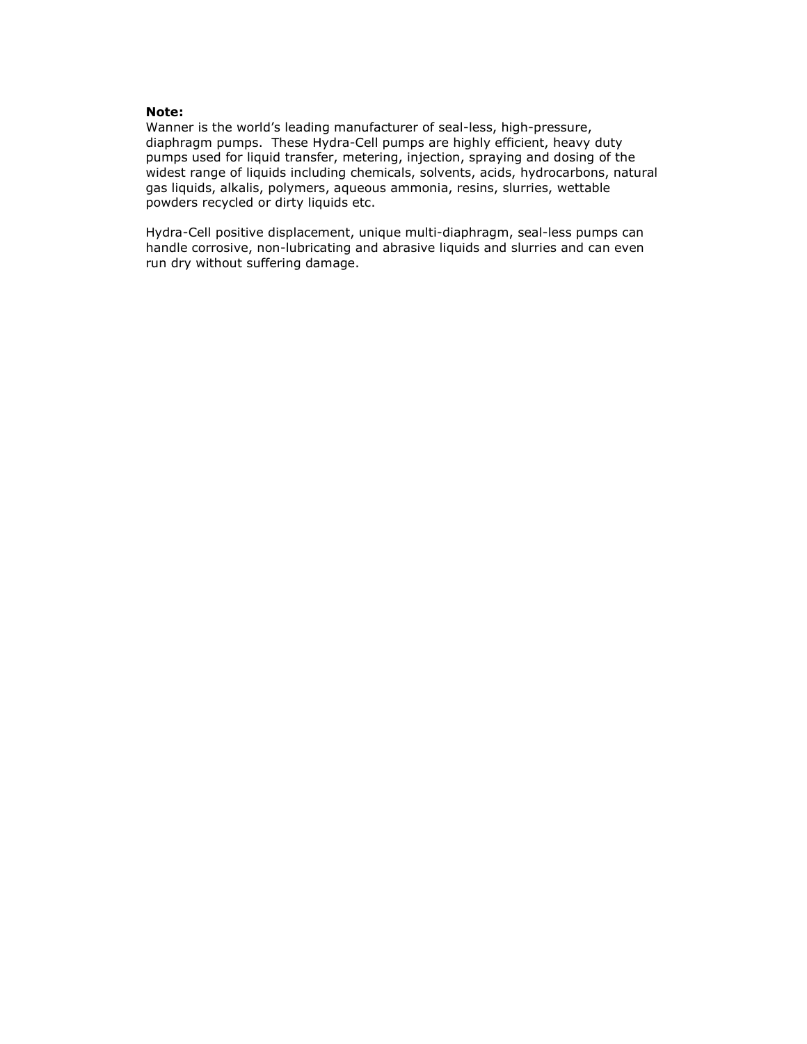**Note:**
Wanner is the world's leading manufacturer of seal-less, high-pressure, diaphragm pumps. These Hydra-Cell pumps are highly efficient, heavy duty pumps used for liquid transfer, metering, injection, spraying and dosing of the widest range of liquids including chemicals, solvents, acids, hydrocarbons, natural gas liquids, alkalis, polymers, aqueous ammonia, resins, slurries, wettable powders recycled or dirty liquids etc.

Hydra-Cell positive displacement, unique multi-diaphragm, seal-less pumps can handle corrosive, non-lubricating and abrasive liquids and slurries and can even run dry without suffering damage.